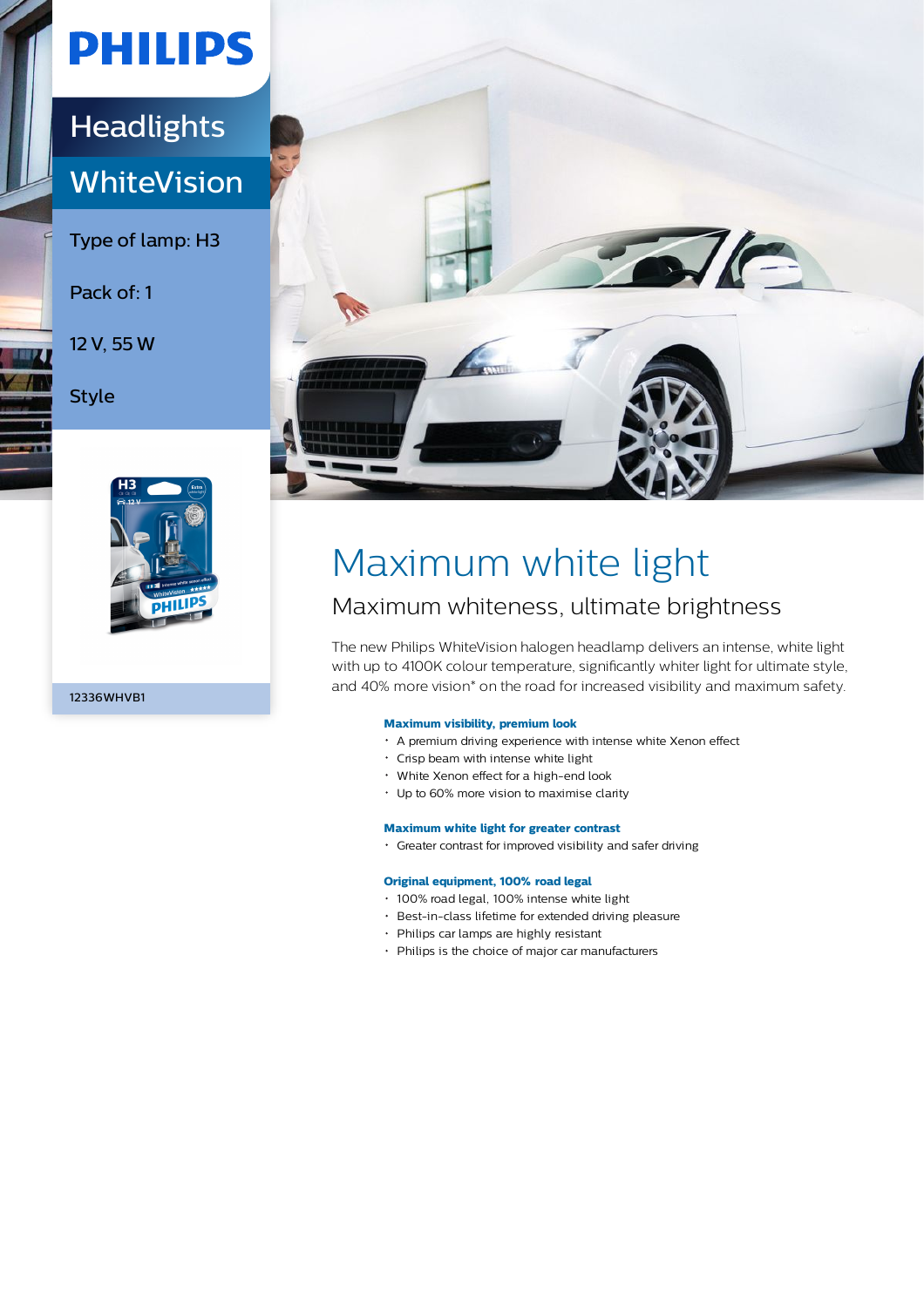PHILIPS

Headlights

WhiteVision

Type of lamp: H3

Pack of: 1

12 V, 55 W

Style

12336WHVB1

# Maximum white light

## Maximum whiteness, ultimate brightness

The new Philips WhiteVision halogen headlamp delivers an intense, white light with up to 4100K colour temperature, significantly whiter light for ultimate style, and 40% more vision* on the road for increased visibility and maximum safety.

**Maximum visibility, premium look**

- A premium driving experience with intense white Xenon effect
- Crisp beam with intense white light
- White Xenon effect for a high-end look
- Up to 60% more vision to maximise clarity

**Maximum white light for greater contrast**

- Greater contrast for improved visibility and safer driving

**Original equipment, 100% road legal**

- 100% road legal, 100% intense white light
- Best-in-class lifetime for extended driving pleasure
- Philips car lamps are highly resistant
- Philips is the choice of major car manufacturers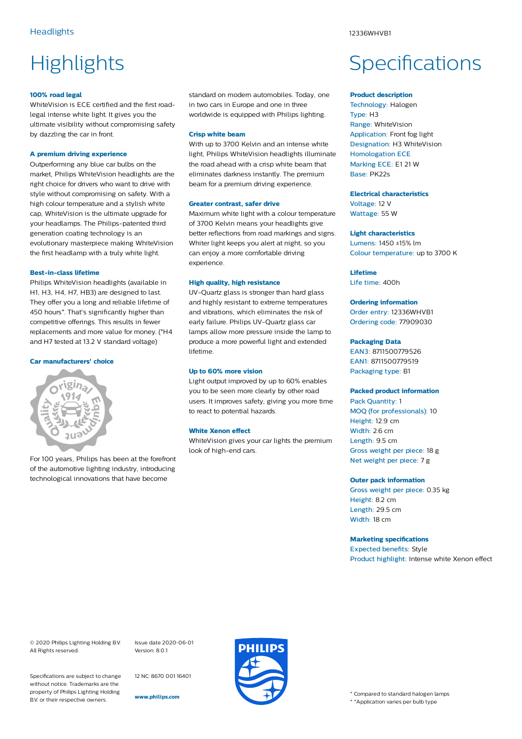Headlights

12336WHVB1

# Highlights

### 100% road legal

WhiteVision is ECE certified and the first road-legal intense white light. It gives you the ultimate visibility without compromising safety by dazzling the car in front.

### A premium driving experience

Outperforming any blue car bulbs on the market, Philips WhiteVision headlights are the right choice for drivers who want to drive with style without compromising on safety. With a high colour temperature and a stylish white cap, WhiteVision is the ultimate upgrade for your headlamps. The Philips-patented third generation coating technology is an evolutionary masterpiece making WhiteVision the first headlamp with a truly white light.

### Best-in-class lifetime

Philips WhiteVision headlights (available in H1, H3, H4, H7, HB3) are designed to last. They offer you a long and reliable lifetime of 450 hours*. That's significantly higher than competitive offerings. This results in fewer replacements and more value for money. (*H4 and H7 tested at 13.2 V standard voltage)

### Car manufacturers' choice

For 100 years, Philips has been at the forefront of the automotive lighting industry, introducing technological innovations that have become standard on modern automobiles. Today, one in two cars in Europe and one in three worldwide is equipped with Philips lighting.

### Crisp white beam

With up to 3700 Kelvin and an intense white light, Philips WhiteVision headlights illuminate the road ahead with a crisp white beam that eliminates darkness instantly. The premium beam for a premium driving experience.

### Greater contrast, safer drive

Maximum white light with a colour temperature of 3700 Kelvin means your headlights give better reflections from road markings and signs. Whiter light keeps you alert at night, so you can enjoy a more comfortable driving experience.

### High quality, high resistance

UV-Quartz glass is stronger than hard glass and highly resistant to extreme temperatures and vibrations, which eliminates the risk of early failure. Philips UV-Quartz glass car lamps allow more pressure inside the lamp to produce a more powerful light and extended lifetime.

### Up to 60% more vision

Light output improved by up to 60% enables you to be seen more clearly by other road users. It improves safety, giving you more time to react to potential hazards.

### White Xenon effect

WhiteVision gives your car lights the premium look of high-end cars.

# Specifications

### Product description

- Technology: Halogen
- Type: H3
- Range: WhiteVision
- Application: Front fog light
- Designation: H3 WhiteVision
- Homologation ECE
- Marking ECE: E1 21 W
- Base: PK22s

### Electrical characteristics

- Voltage: 12 V
- Wattage: 55 W

### Light characteristics

- Lumens: 1450 ±15% lm
- Colour temperature: up to 3700 K

### Lifetime

- Life time: 400h

### Ordering information

- Order entry: 12336WHVB1
- Ordering code: 77909030

### Packaging Data

- EAN3: 8711500779526
- EAN1: 8711500779519
- Packaging type: B1

### Packed product information

- Pack Quantity: 1
- MOQ (for professionals): 10
- Height: 12.9 cm
- Width: 2.6 cm
- Length: 9.5 cm
- Gross weight per piece: 18 g
- Net weight per piece: 7 g

### Outer pack information

- Gross weight per piece: 0.35 kg
- Height: 8.2 cm
- Length: 29.5 cm
- Width: 18 cm

### Marketing specifications

- Expected benefits: Style
- Product highlight: Intense white Xenon effect

© 2020 Philips Lighting Holding B.V. All Rights reserved.

Issue date 2020-06-01
Version: 8.0.1

Specifications are subject to change without notice. Trademarks are the property of Philips Lighting Holding B.V. or their respective owners.

12 NC: 8670 001 16401

www.philips.com

\* Compared to standard halogen lamps
\* *Application varies per bulb type